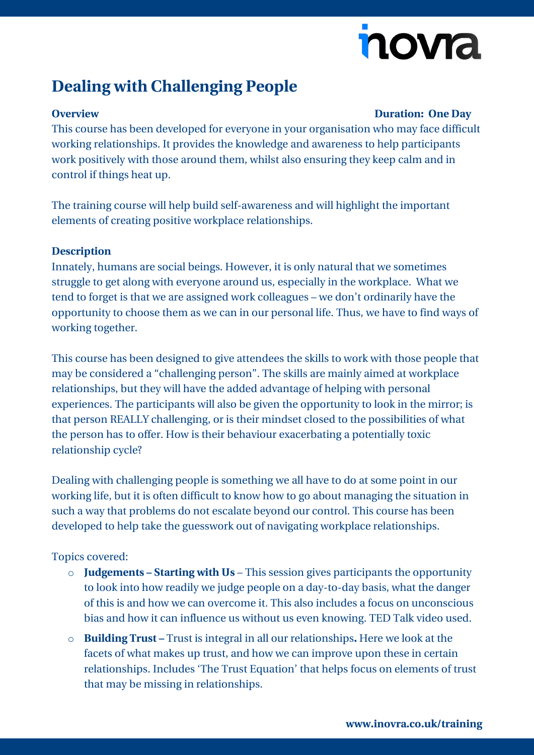# Dealing with Challenging People

**Overview** **Duration: One Day**

This course has been developed for everyone in your organisation who may face difficult working relationships. It provides the knowledge and awareness to help participants work positively with those around them, whilst also ensuring they keep calm and in control if things heat up.

The training course will help build self-awareness and will highlight the important elements of creating positive workplace relationships.

**Description**

Innately, humans are social beings. However, it is only natural that we sometimes struggle to get along with everyone around us, especially in the workplace. What we tend to forget is that we are assigned work colleagues – we don't ordinarily have the opportunity to choose them as we can in our personal life. Thus, we have to find ways of working together.

This course has been designed to give attendees the skills to work with those people that may be considered a "challenging person". The skills are mainly aimed at workplace relationships, but they will have the added advantage of helping with personal experiences. The participants will also be given the opportunity to look in the mirror; is that person REALLY challenging, or is their mindset closed to the possibilities of what the person has to offer. How is their behaviour exacerbating a potentially toxic relationship cycle?

Dealing with challenging people is something we all have to do at some point in our working life, but it is often difficult to know how to go about managing the situation in such a way that problems do not escalate beyond our control. This course has been developed to help take the guesswork out of navigating workplace relationships.

Topics covered:

- **Judgements – Starting with Us** – This session gives participants the opportunity to look into how readily we judge people on a day-to-day basis, what the danger of this is and how we can overcome it. This also includes a focus on unconscious bias and how it can influence us without us even knowing. TED Talk video used.
- **Building Trust –** Trust is integral in all our relationships**.** Here we look at the facets of what makes up trust, and how we can improve upon these in certain relationships. Includes 'The Trust Equation' that helps focus on elements of trust that may be missing in relationships.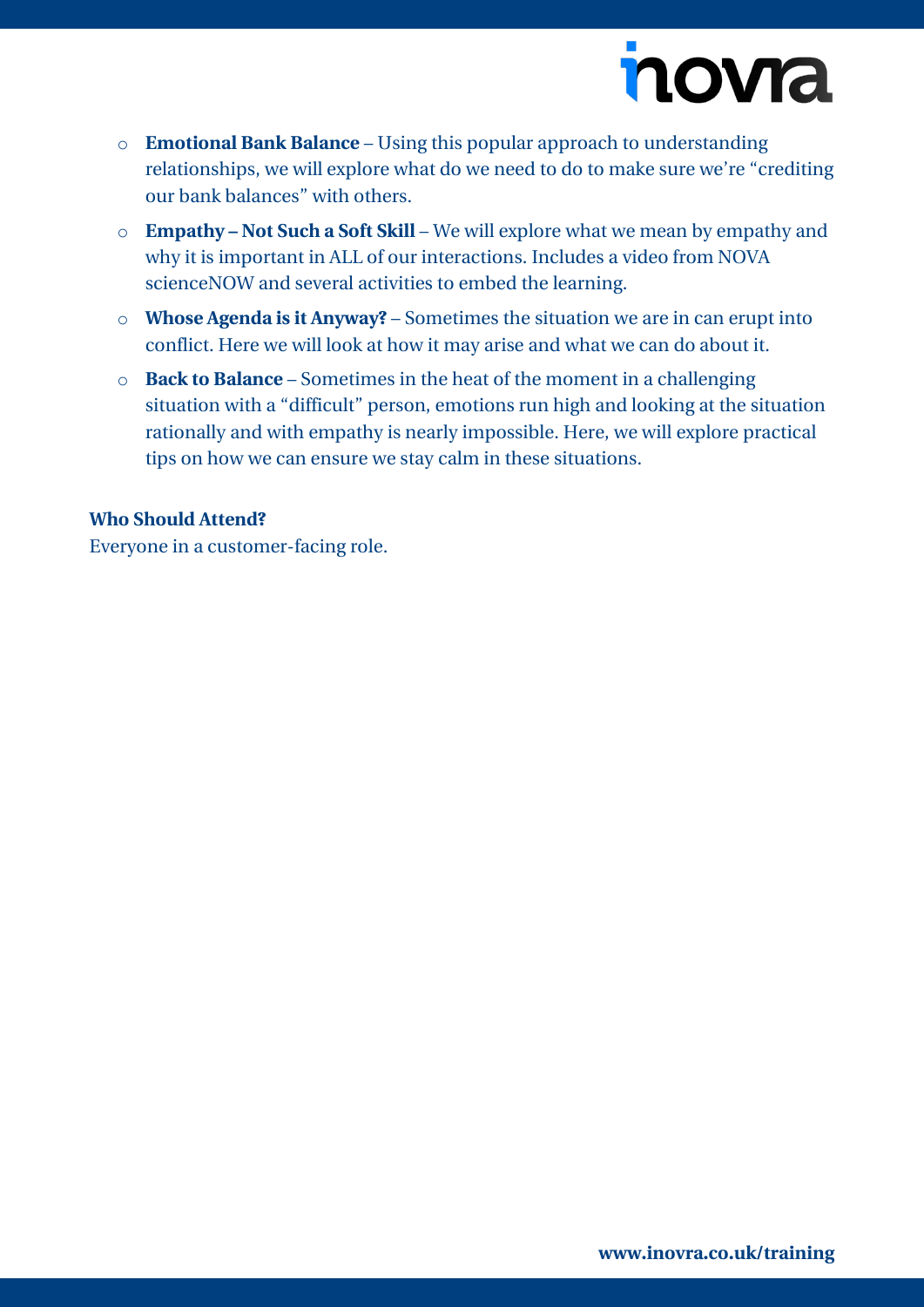- **Emotional Bank Balance** – Using this popular approach to understanding relationships, we will explore what do we need to do to make sure we're "crediting our bank balances" with others.
- **Empathy – Not Such a Soft Skill** – We will explore what we mean by empathy and why it is important in ALL of our interactions. Includes a video from NOVA scienceNOW and several activities to embed the learning.
- **Whose Agenda is it Anyway?** – Sometimes the situation we are in can erupt into conflict. Here we will look at how it may arise and what we can do about it.
- **Back to Balance** – Sometimes in the heat of the moment in a challenging situation with a "difficult" person, emotions run high and looking at the situation rationally and with empathy is nearly impossible. Here, we will explore practical tips on how we can ensure we stay calm in these situations.

**Who Should Attend?**

Everyone in a customer-facing role.